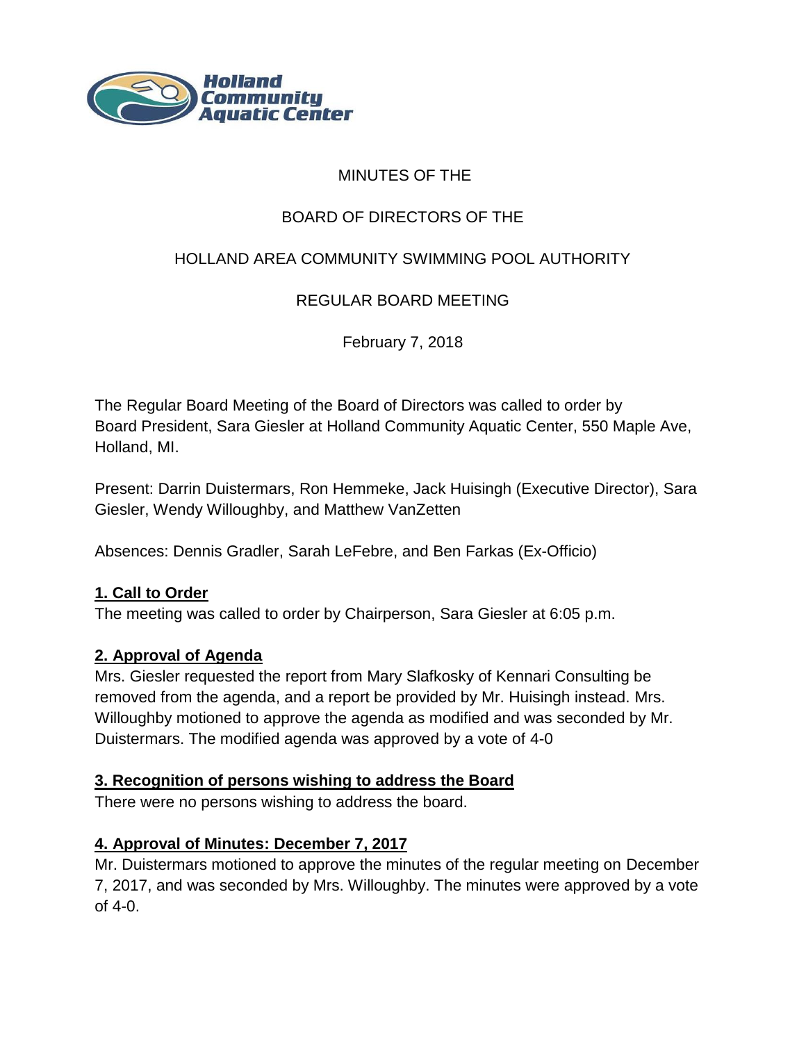MINUTES OF THE

BOARD OF DIRECTORS OF THE

HOLLAND AREA COMMUNITY SWIMMING POOL AUTHORITY

REGULAR BOARD MEETING

February 7, 2018

The Regular Board Meeting of the Board of Directors was called to order by Board President, Sara Giesler at Holland Community Aquatic Center, 550 Maple Ave, Holland, MI.

Present: Darrin Duistermars, Ron Hemmeke, Jack Huisingh (Executive Director), Sara Giesler, Wendy Willoughby, and Matthew VanZetten

Absences: Dennis Gradler, Sarah LeFebre, and Ben Farkas (Ex-Officio)

**1. Call to Order**

The meeting was called to order by Chairperson, Sara Giesler at 6:05 p.m.

**2. Approval of Agenda**

Mrs. Giesler requested the report from Mary Slafkosky of Kennari Consulting be removed from the agenda, and a report be provided by Mr. Huisingh instead. Mrs. Willoughby motioned to approve the agenda as modified and was seconded by Mr. Duistermars. The modified agenda was approved by a vote of 4-0

**3. Recognition of persons wishing to address the Board**

There were no persons wishing to address the board.

**4. Approval of Minutes: December 7, 2017**

Mr. Duistermars motioned to approve the minutes of the regular meeting on December 7, 2017, and was seconded by Mrs. Willoughby. The minutes were approved by a vote of 4-0.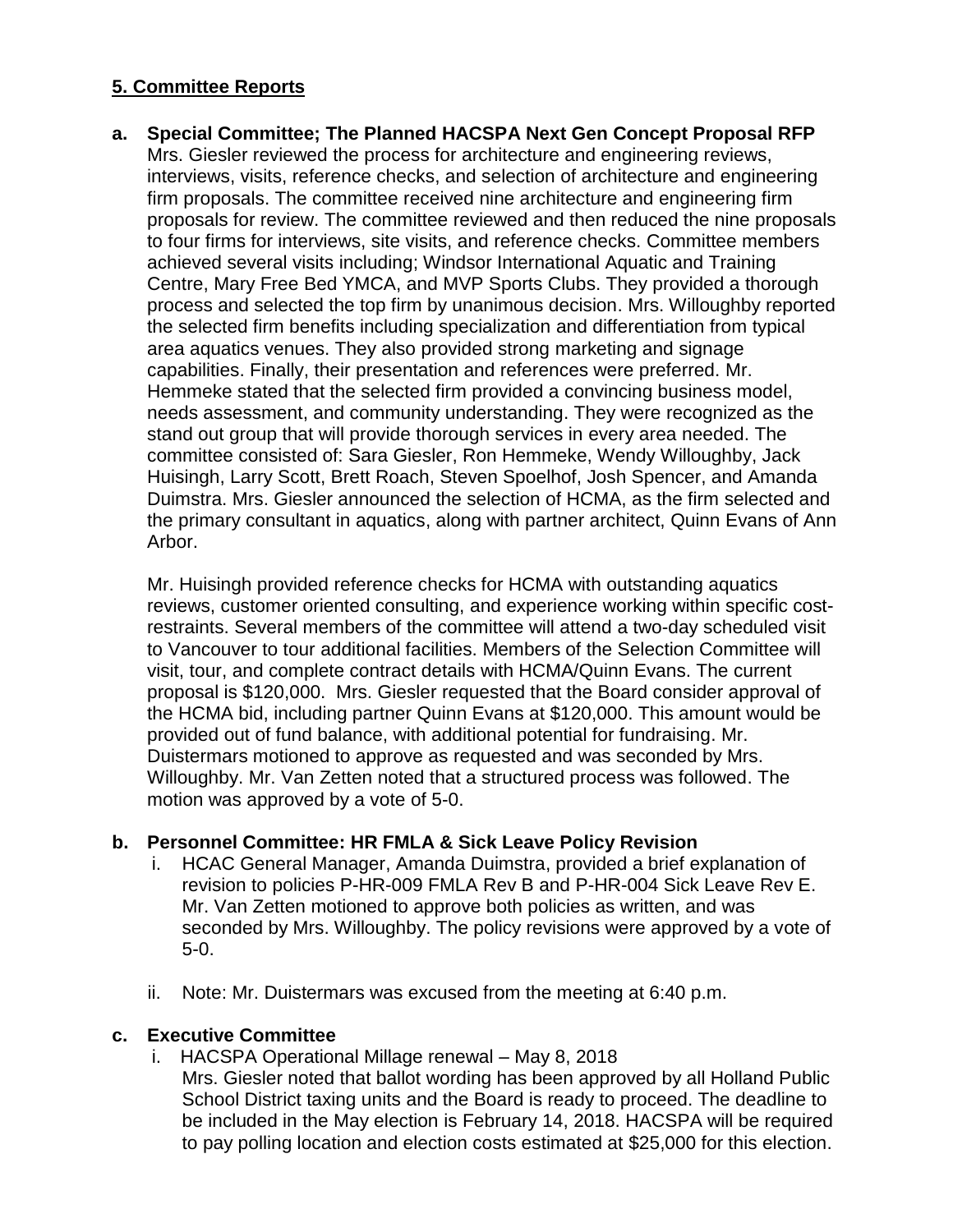## 5. Committee Reports

**a. Special Committee; The Planned HACSPA Next Gen Concept Proposal RFP**

Mrs. Giesler reviewed the process for architecture and engineering reviews, interviews, visits, reference checks, and selection of architecture and engineering firm proposals. The committee received nine architecture and engineering firm proposals for review. The committee reviewed and then reduced the nine proposals to four firms for interviews, site visits, and reference checks. Committee members achieved several visits including; Windsor International Aquatic and Training Centre, Mary Free Bed YMCA, and MVP Sports Clubs. They provided a thorough process and selected the top firm by unanimous decision. Mrs. Willoughby reported the selected firm benefits including specialization and differentiation from typical area aquatics venues. They also provided strong marketing and signage capabilities. Finally, their presentation and references were preferred. Mr. Hemmeke stated that the selected firm provided a convincing business model, needs assessment, and community understanding. They were recognized as the stand out group that will provide thorough services in every area needed. The committee consisted of: Sara Giesler, Ron Hemmeke, Wendy Willoughby, Jack Huisingh, Larry Scott, Brett Roach, Steven Spoelhof, Josh Spencer, and Amanda Duimstra. Mrs. Giesler announced the selection of HCMA, as the firm selected and the primary consultant in aquatics, along with partner architect, Quinn Evans of Ann Arbor.

Mr. Huisingh provided reference checks for HCMA with outstanding aquatics reviews, customer oriented consulting, and experience working within specific cost-restraints. Several members of the committee will attend a two-day scheduled visit to Vancouver to tour additional facilities. Members of the Selection Committee will visit, tour, and complete contract details with HCMA/Quinn Evans. The current proposal is $120,000. Mrs. Giesler requested that the Board consider approval of the HCMA bid, including partner Quinn Evans at $120,000. This amount would be provided out of fund balance, with additional potential for fundraising. Mr. Duistermars motioned to approve as requested and was seconded by Mrs. Willoughby. Mr. Van Zetten noted that a structured process was followed. The motion was approved by a vote of 5-0.

**b. Personnel Committee: HR FMLA & Sick Leave Policy Revision**

i. HCAC General Manager, Amanda Duimstra, provided a brief explanation of revision to policies P-HR-009 FMLA Rev B and P-HR-004 Sick Leave Rev E. Mr. Van Zetten motioned to approve both policies as written, and was seconded by Mrs. Willoughby. The policy revisions were approved by a vote of 5-0.

ii. Note: Mr. Duistermars was excused from the meeting at 6:40 p.m.

**c. Executive Committee**

i. HACSPA Operational Millage renewal – May 8, 2018

Mrs. Giesler noted that ballot wording has been approved by all Holland Public School District taxing units and the Board is ready to proceed. The deadline to be included in the May election is February 14, 2018. HACSPA will be required to pay polling location and election costs estimated at $25,000 for this election.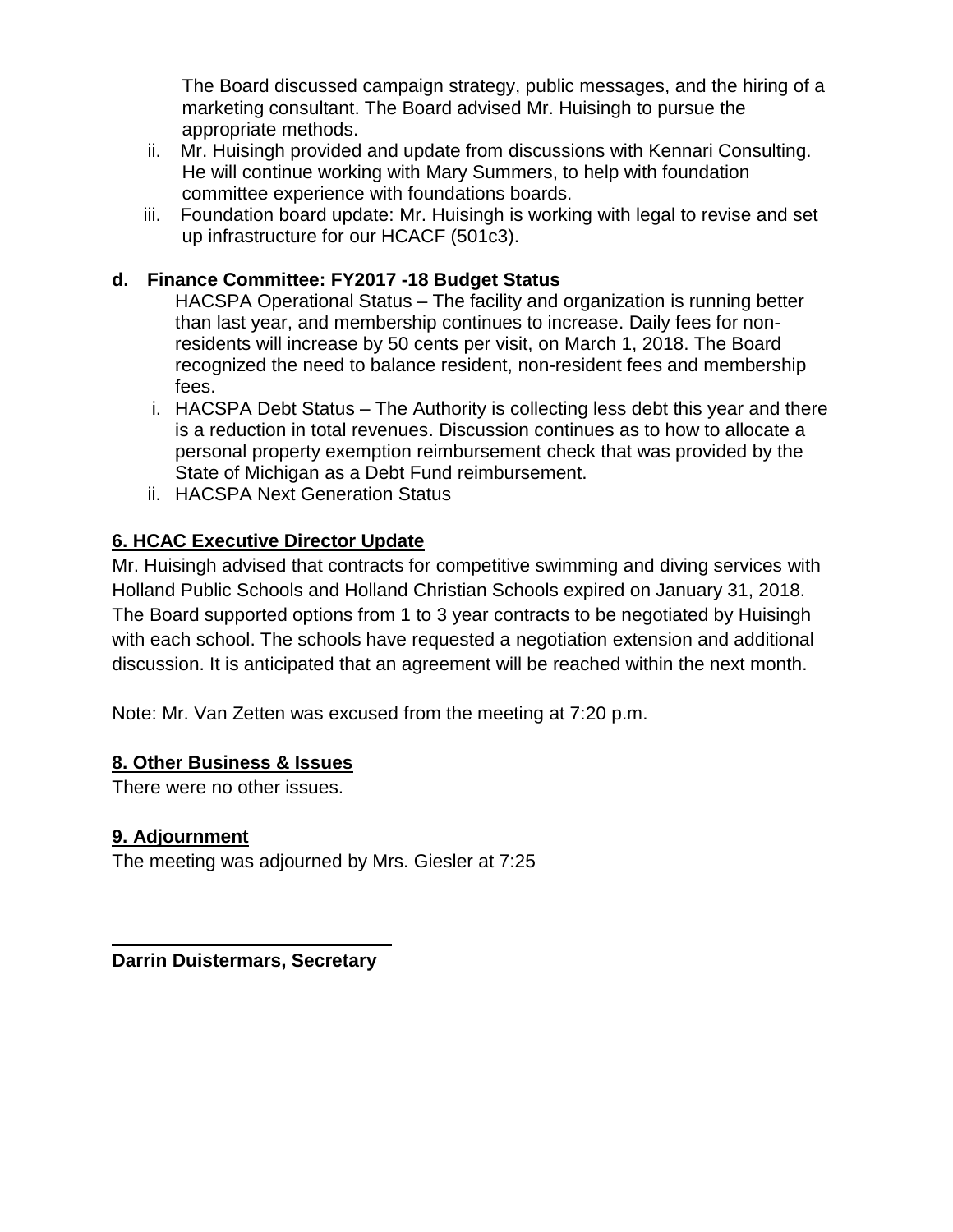The Board discussed campaign strategy, public messages, and the hiring of a marketing consultant. The Board advised Mr. Huisingh to pursue the appropriate methods.

ii. Mr. Huisingh provided and update from discussions with Kennari Consulting. He will continue working with Mary Summers, to help with foundation committee experience with foundations boards.

iii. Foundation board update: Mr. Huisingh is working with legal to revise and set up infrastructure for our HCACF (501c3).

**d. Finance Committee: FY2017 -18 Budget Status**

HACSPA Operational Status – The facility and organization is running better than last year, and membership continues to increase. Daily fees for non-residents will increase by 50 cents per visit, on March 1, 2018. The Board recognized the need to balance resident, non-resident fees and membership fees.

i. HACSPA Debt Status – The Authority is collecting less debt this year and there is a reduction in total revenues. Discussion continues as to how to allocate a personal property exemption reimbursement check that was provided by the State of Michigan as a Debt Fund reimbursement.

ii. HACSPA Next Generation Status

**6. HCAC Executive Director Update**

Mr. Huisingh advised that contracts for competitive swimming and diving services with Holland Public Schools and Holland Christian Schools expired on January 31, 2018. The Board supported options from 1 to 3 year contracts to be negotiated by Huisingh with each school. The schools have requested a negotiation extension and additional discussion. It is anticipated that an agreement will be reached within the next month.

Note: Mr. Van Zetten was excused from the meeting at 7:20 p.m.

**8. Other Business & Issues**

There were no other issues.

**9. Adjournment**

The meeting was adjourned by Mrs. Giesler at 7:25

______________________________

**Darrin Duistermars, Secretary**